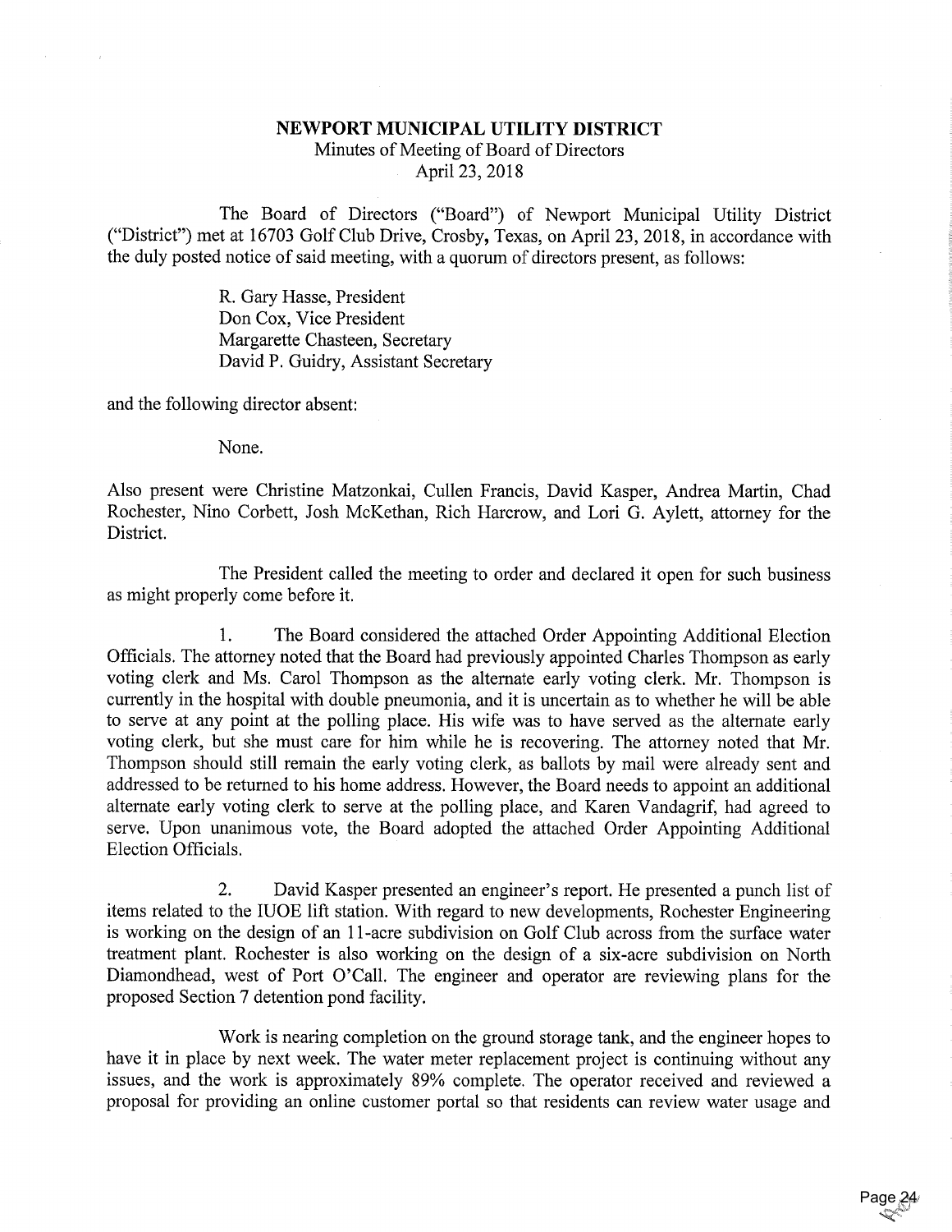# NEWPORT MUNICIPAL UTILITY DISTRICT

Minutes of Meeting of Board of Directors
April 23, 2018

The Board of Directors ("Board") of Newport Municipal Utility District ("District") met at 16703 Golf Club Drive, Crosby, Texas, on April 23, 2018, in accordance with the duly posted notice of said meeting, with a quorum of directors present, as follows:

R. Gary Hasse, President
Don Cox, Vice President
Margarette Chasteen, Secretary
David P. Guidry, Assistant Secretary

and the following director absent:

None.

Also present were Christine Matzonkai, Cullen Francis, David Kasper, Andrea Martin, Chad Rochester, Nino Corbett, Josh McKethan, Rich Harcrow, and Lori G. Aylett, attorney for the District.

The President called the meeting to order and declared it open for such business as might properly come before it.

1. The Board considered the attached Order Appointing Additional Election Officials. The attorney noted that the Board had previously appointed Charles Thompson as early voting clerk and Ms. Carol Thompson as the alternate early voting clerk. Mr. Thompson is currently in the hospital with double pneumonia, and it is uncertain as to whether he will be able to serve at any point at the polling place. His wife was to have served as the alternate early voting clerk, but she must care for him while he is recovering. The attorney noted that Mr. Thompson should still remain the early voting clerk, as ballots by mail were already sent and addressed to be returned to his home address. However, the Board needs to appoint an additional alternate early voting clerk to serve at the polling place, and Karen Vandagrif, had agreed to serve. Upon unanimous vote, the Board adopted the attached Order Appointing Additional Election Officials.

2. David Kasper presented an engineer's report. He presented a punch list of items related to the IUOE lift station. With regard to new developments, Rochester Engineering is working on the design of an 11-acre subdivision on Golf Club across from the surface water treatment plant. Rochester is also working on the design of a six-acre subdivision on North Diamondhead, west of Port O'Call. The engineer and operator are reviewing plans for the proposed Section 7 detention pond facility.

Work is nearing completion on the ground storage tank, and the engineer hopes to have it in place by next week. The water meter replacement project is continuing without any issues, and the work is approximately 89% complete. The operator received and reviewed a proposal for providing an online customer portal so that residents can review water usage and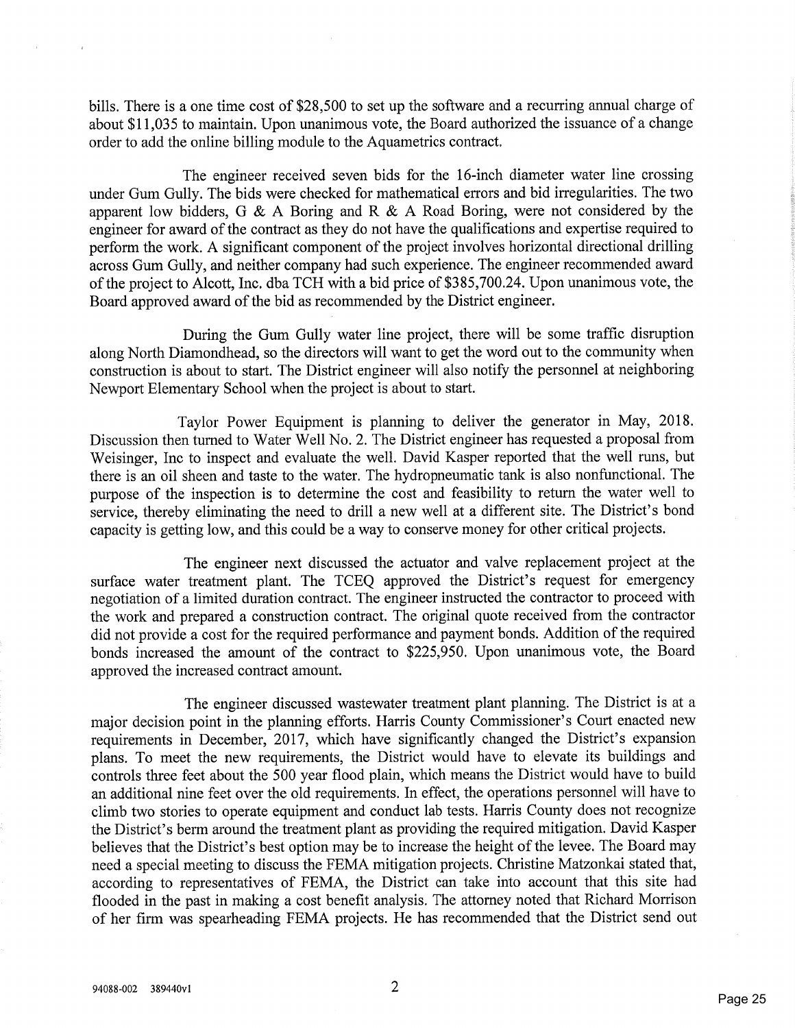bills. There is a one time cost of $28,500 to set up the software and a recurring annual charge of about $11,035 to maintain. Upon unanimous vote, the Board authorized the issuance of a change order to add the online billing module to the Aquametrics contract.

The engineer received seven bids for the 16-inch diameter water line crossing under Gum Gully. The bids were checked for mathematical errors and bid irregularities. The two apparent low bidders, G & A Boring and R & A Road Boring, were not considered by the engineer for award of the contract as they do not have the qualifications and expertise required to perform the work. A significant component of the project involves horizontal directional drilling across Gum Gully, and neither company had such experience. The engineer recommended award of the project to Alcott, Inc. dba TCH with a bid price of $385,700.24. Upon unanimous vote, the Board approved award of the bid as recommended by the District engineer.

During the Gum Gully water line project, there will be some traffic disruption along North Diamondhead, so the directors will want to get the word out to the community when construction is about to start. The District engineer will also notify the personnel at neighboring Newport Elementary School when the project is about to start.

Taylor Power Equipment is planning to deliver the generator in May, 2018. Discussion then turned to Water Well No. 2. The District engineer has requested a proposal from Weisinger, Inc to inspect and evaluate the well. David Kasper reported that the well runs, but there is an oil sheen and taste to the water. The hydropneumatic tank is also nonfunctional. The purpose of the inspection is to determine the cost and feasibility to return the water well to service, thereby eliminating the need to drill a new well at a different site. The District's bond capacity is getting low, and this could be a way to conserve money for other critical projects.

The engineer next discussed the actuator and valve replacement project at the surface water treatment plant. The TCEQ approved the District's request for emergency negotiation of a limited duration contract. The engineer instructed the contractor to proceed with the work and prepared a construction contract. The original quote received from the contractor did not provide a cost for the required performance and payment bonds. Addition of the required bonds increased the amount of the contract to $225,950. Upon unanimous vote, the Board approved the increased contract amount.

The engineer discussed wastewater treatment plant planning. The District is at a major decision point in the planning efforts. Harris County Commissioner's Court enacted new requirements in December, 2017, which have significantly changed the District's expansion plans. To meet the new requirements, the District would have to elevate its buildings and controls three feet about the 500 year flood plain, which means the District would have to build an additional nine feet over the old requirements. In effect, the operations personnel will have to climb two stories to operate equipment and conduct lab tests. Harris County does not recognize the District's berm around the treatment plant as providing the required mitigation. David Kasper believes that the District's best option may be to increase the height of the levee. The Board may need a special meeting to discuss the FEMA mitigation projects. Christine Matzonkai stated that, according to representatives of FEMA, the District can take into account that this site had flooded in the past in making a cost benefit analysis. The attorney noted that Richard Morrison of her firm was spearheading FEMA projects. He has recommended that the District send out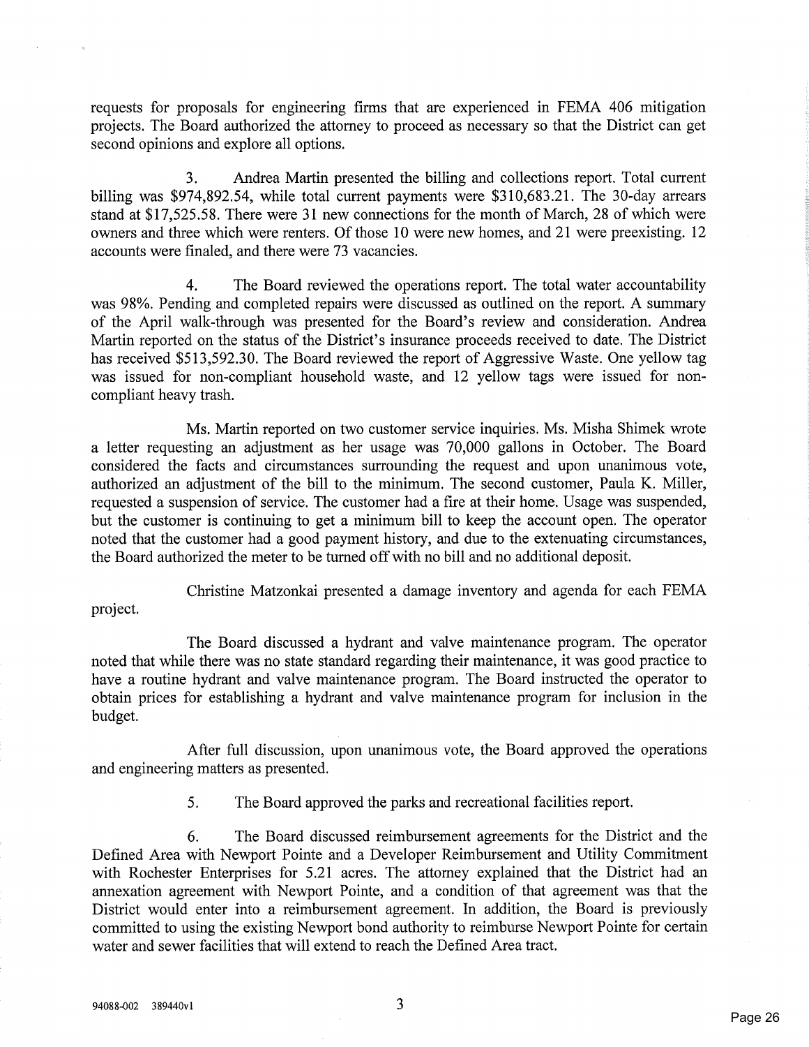requests for proposals for engineering firms that are experienced in FEMA 406 mitigation projects. The Board authorized the attorney to proceed as necessary so that the District can get second opinions and explore all options.

3. Andrea Martin presented the billing and collections report. Total current billing was $974,892.54, while total current payments were $310,683.21. The 30-day arrears stand at $17,525.58. There were 31 new connections for the month of March, 28 of which were owners and three which were renters. Of those 10 were new homes, and 21 were preexisting. 12 accounts were finaled, and there were 73 vacancies.

4. The Board reviewed the operations report. The total water accountability was 98%. Pending and completed repairs were discussed as outlined on the report. A summary of the April walk-through was presented for the Board's review and consideration. Andrea Martin reported on the status of the District's insurance proceeds received to date. The District has received $513,592.30. The Board reviewed the report of Aggressive Waste. One yellow tag was issued for non-compliant household waste, and 12 yellow tags were issued for non-compliant heavy trash.

Ms. Martin reported on two customer service inquiries. Ms. Misha Shimek wrote a letter requesting an adjustment as her usage was 70,000 gallons in October. The Board considered the facts and circumstances surrounding the request and upon unanimous vote, authorized an adjustment of the bill to the minimum. The second customer, Paula K. Miller, requested a suspension of service. The customer had a fire at their home. Usage was suspended, but the customer is continuing to get a minimum bill to keep the account open. The operator noted that the customer had a good payment history, and due to the extenuating circumstances, the Board authorized the meter to be turned off with no bill and no additional deposit.

Christine Matzonkai presented a damage inventory and agenda for each FEMA project.

The Board discussed a hydrant and valve maintenance program. The operator noted that while there was no state standard regarding their maintenance, it was good practice to have a routine hydrant and valve maintenance program. The Board instructed the operator to obtain prices for establishing a hydrant and valve maintenance program for inclusion in the budget.

After full discussion, upon unanimous vote, the Board approved the operations and engineering matters as presented.

5. The Board approved the parks and recreational facilities report.

6. The Board discussed reimbursement agreements for the District and the Defined Area with Newport Pointe and a Developer Reimbursement and Utility Commitment with Rochester Enterprises for 5.21 acres. The attorney explained that the District had an annexation agreement with Newport Pointe, and a condition of that agreement was that the District would enter into a reimbursement agreement. In addition, the Board is previously committed to using the existing Newport bond authority to reimburse Newport Pointe for certain water and sewer facilities that will extend to reach the Defined Area tract.

94088-002 389440v1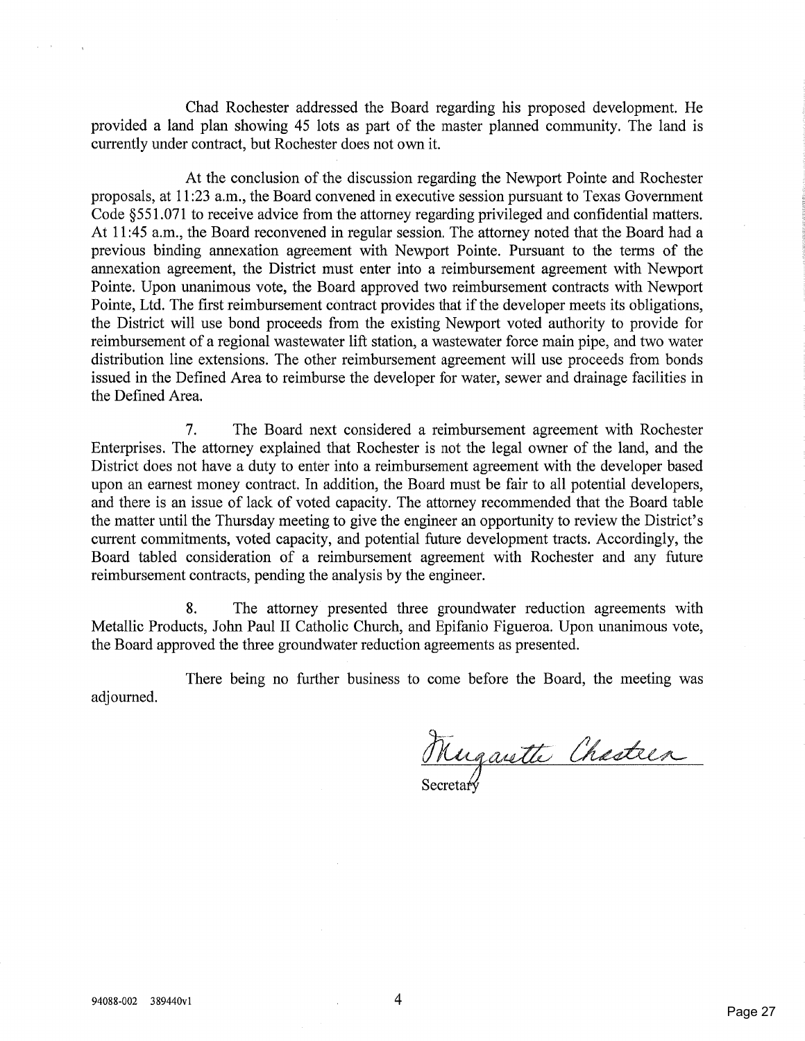Chad Rochester addressed the Board regarding his proposed development. He provided a land plan showing 45 lots as part of the master planned community. The land is currently under contract, but Rochester does not own it.

At the conclusion of the discussion regarding the Newport Pointe and Rochester proposals, at 11:23 a.m., the Board convened in executive session pursuant to Texas Government Code §551.071 to receive advice from the attorney regarding privileged and confidential matters. At 11:45 a.m., the Board reconvened in regular session. The attorney noted that the Board had a previous binding annexation agreement with Newport Pointe. Pursuant to the terms of the annexation agreement, the District must enter into a reimbursement agreement with Newport Pointe. Upon unanimous vote, the Board approved two reimbursement contracts with Newport Pointe, Ltd. The first reimbursement contract provides that if the developer meets its obligations, the District will use bond proceeds from the existing Newport voted authority to provide for reimbursement of a regional wastewater lift station, a wastewater force main pipe, and two water distribution line extensions. The other reimbursement agreement will use proceeds from bonds issued in the Defined Area to reimburse the developer for water, sewer and drainage facilities in the Defined Area.

7. The Board next considered a reimbursement agreement with Rochester Enterprises. The attorney explained that Rochester is not the legal owner of the land, and the District does not have a duty to enter into a reimbursement agreement with the developer based upon an earnest money contract. In addition, the Board must be fair to all potential developers, and there is an issue of lack of voted capacity. The attorney recommended that the Board table the matter until the Thursday meeting to give the engineer an opportunity to review the District's current commitments, voted capacity, and potential future development tracts. Accordingly, the Board tabled consideration of a reimbursement agreement with Rochester and any future reimbursement contracts, pending the analysis by the engineer.

8. The attorney presented three groundwater reduction agreements with Metallic Products, John Paul II Catholic Church, and Epifanio Figueroa. Upon unanimous vote, the Board approved the three groundwater reduction agreements as presented.

There being no further business to come before the Board, the meeting was adjourned.

Margarette Chesteen

Secretary

94088-002 389440v1